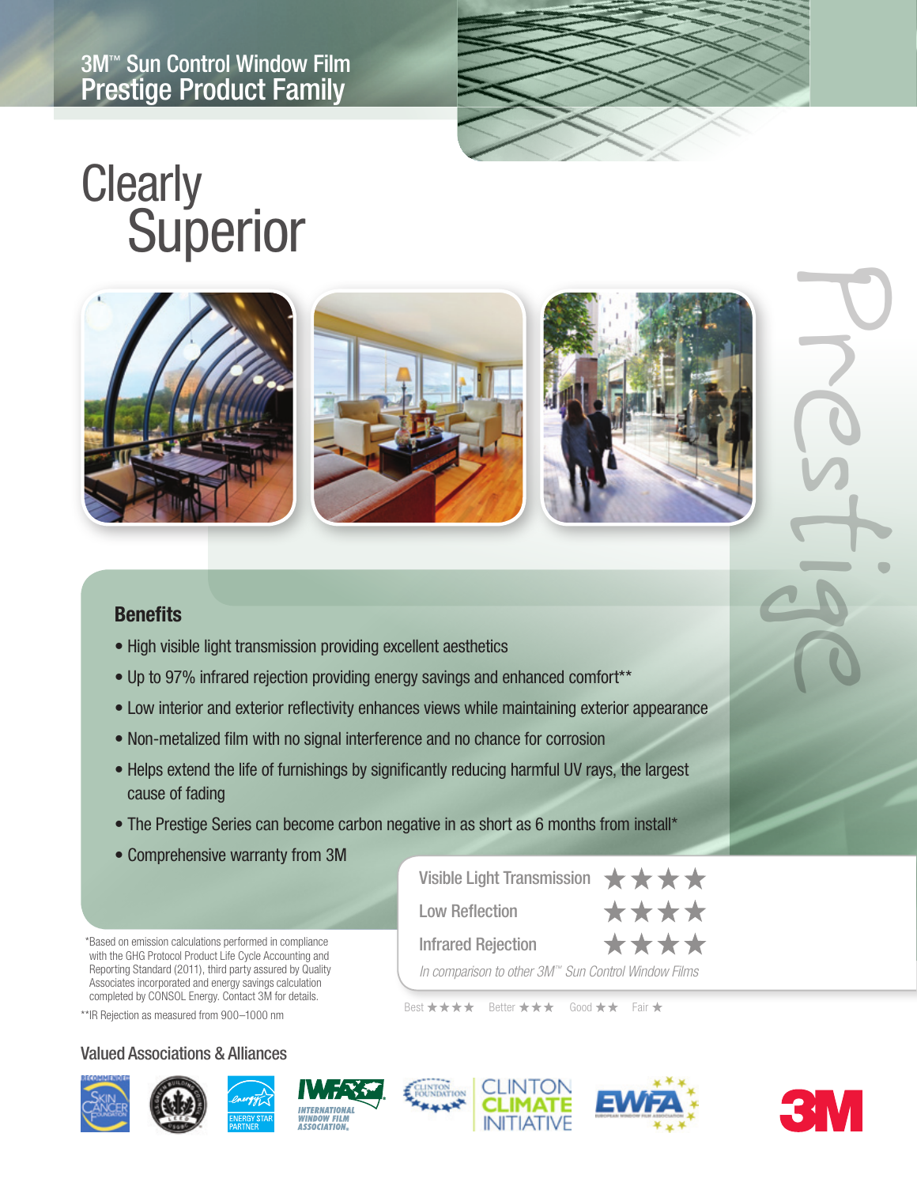3M™ Sun Control Window Film
# Prestige Product Family

# Clearly Superior

Prestige

## Benefits

- High visible light transmission providing excellent aesthetics
- Up to 97% infrared rejection providing energy savings and enhanced comfort**
- Low interior and exterior reflectivity enhances views while maintaining exterior appearance
- Non-metalized film with no signal interference and no chance for corrosion
- Helps extend the life of furnishings by significantly reducing harmful UV rays, the largest cause of fading
- The Prestige Series can become carbon negative in as short as 6 months from install*
- Comprehensive warranty from 3M

| | |
|---|---|
| Visible Light Transmission | ★★★★ |
| Low Reflection | ★★★★ |
| Infrared Rejection | ★★★★ |

*In comparison to other 3M™ Sun Control Window Films*

Best ★★★★ Better ★★★ Good ★★ Fair ★

*Based on emission calculations performed in compliance with the GHG Protocol Product Life Cycle Accounting and Reporting Standard (2011), third party assured by Quality Associates incorporated and energy savings calculation completed by CONSOL Energy. Contact 3M for details.

**IR Rejection as measured from 900–1000 nm

## Valued Associations & Alliances

Skin Cancer Foundation · U.S. Green Building Council · Energy Star Partner · International Window Film Association · Clinton Foundation · Clinton Climate Initiative · EWFA · 3M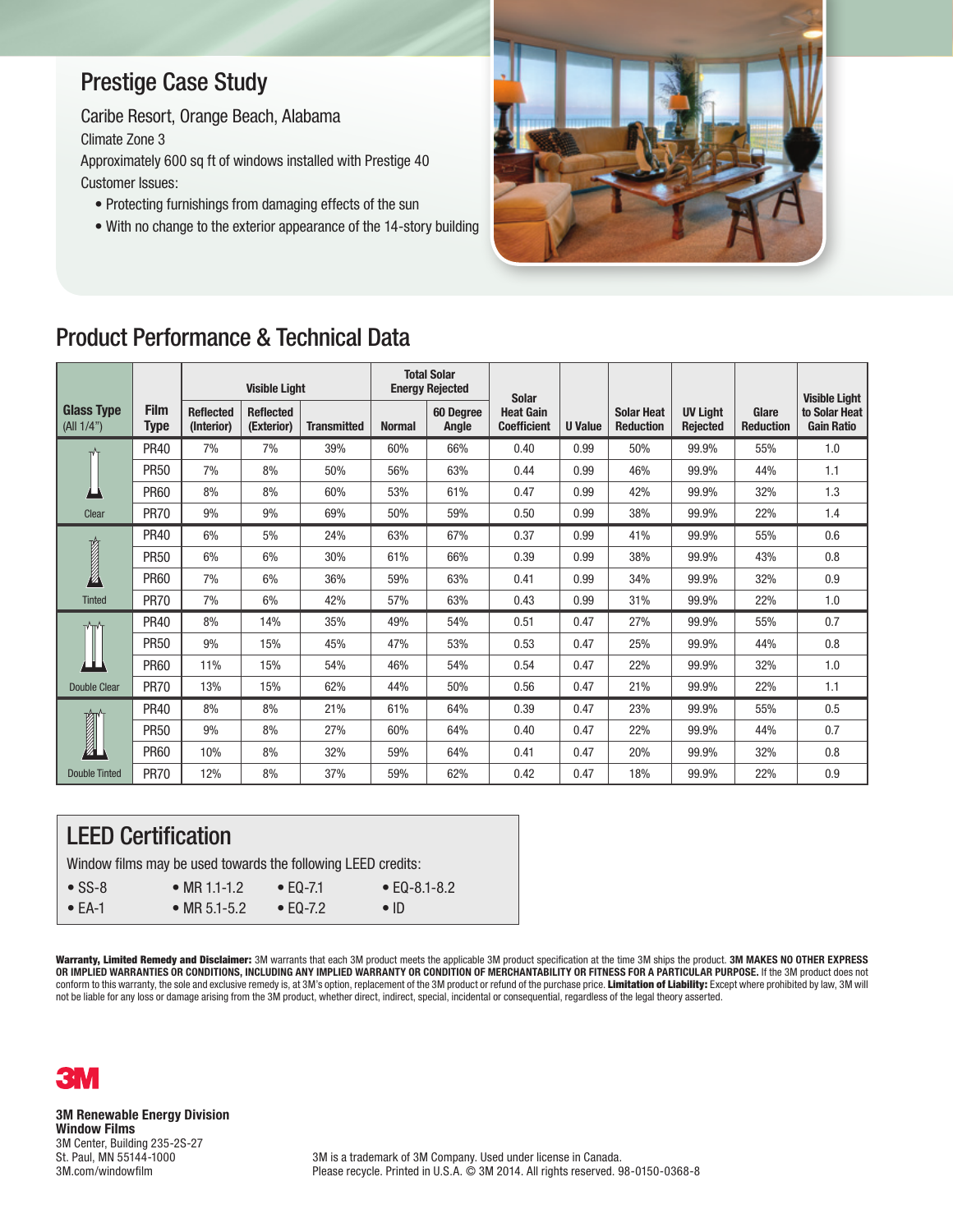## Prestige Case Study

Caribe Resort, Orange Beach, Alabama

Climate Zone 3

Approximately 600 sq ft of windows installed with Prestige 40

Customer Issues:

- Protecting furnishings from damaging effects of the sun
- With no change to the exterior appearance of the 14-story building

## Product Performance & Technical Data

| Glass Type (All 1/4") | Film Type | Visible Light | | | Total Solar Energy Rejected | | Solar Heat Gain Coefficient | U Value | Solar Heat Reduction | UV Light Rejected | Glare Reduction | Visible Light to Solar Heat Gain Ratio |
|---|---|---|---|---|---|---|---|---|---|---|---|---|
| | | Reflected (Interior) | Reflected (Exterior) | Transmitted | Normal | 60 Degree Angle | | | | | | |
| Clear | PR40 | 7% | 7% | 39% | 60% | 66% | 0.40 | 0.99 | 50% | 99.9% | 55% | 1.0 |
| | PR50 | 7% | 8% | 50% | 56% | 63% | 0.44 | 0.99 | 46% | 99.9% | 44% | 1.1 |
| | PR60 | 8% | 8% | 60% | 53% | 61% | 0.47 | 0.99 | 42% | 99.9% | 32% | 1.3 |
| | PR70 | 9% | 9% | 69% | 50% | 59% | 0.50 | 0.99 | 38% | 99.9% | 22% | 1.4 |
| Tinted | PR40 | 6% | 5% | 24% | 63% | 67% | 0.37 | 0.99 | 41% | 99.9% | 55% | 0.6 |
| | PR50 | 6% | 6% | 30% | 61% | 66% | 0.39 | 0.99 | 38% | 99.9% | 43% | 0.8 |
| | PR60 | 7% | 6% | 36% | 59% | 63% | 0.41 | 0.99 | 34% | 99.9% | 32% | 0.9 |
| | PR70 | 7% | 6% | 42% | 57% | 63% | 0.43 | 0.99 | 31% | 99.9% | 22% | 1.0 |
| Double Clear | PR40 | 8% | 14% | 35% | 49% | 54% | 0.51 | 0.47 | 27% | 99.9% | 55% | 0.7 |
| | PR50 | 9% | 15% | 45% | 47% | 53% | 0.53 | 0.47 | 25% | 99.9% | 44% | 0.8 |
| | PR60 | 11% | 15% | 54% | 46% | 54% | 0.54 | 0.47 | 22% | 99.9% | 32% | 1.0 |
| | PR70 | 13% | 15% | 62% | 44% | 50% | 0.56 | 0.47 | 21% | 99.9% | 22% | 1.1 |
| Double Tinted | PR40 | 8% | 8% | 21% | 61% | 64% | 0.39 | 0.47 | 23% | 99.9% | 55% | 0.5 |
| | PR50 | 9% | 8% | 27% | 60% | 64% | 0.40 | 0.47 | 22% | 99.9% | 44% | 0.7 |
| | PR60 | 10% | 8% | 32% | 59% | 64% | 0.41 | 0.47 | 20% | 99.9% | 32% | 0.8 |
| | PR70 | 12% | 8% | 37% | 59% | 62% | 0.42 | 0.47 | 18% | 99.9% | 22% | 0.9 |

## LEED Certification

Window films may be used towards the following LEED credits:

- SS-8
- EA-1
- MR 1.1-1.2
- MR 5.1-5.2
- EQ-7.1
- EQ-7.2
- EQ-8.1-8.2
- ID

**Warranty, Limited Remedy and Disclaimer:** 3M warrants that each 3M product meets the applicable 3M product specification at the time 3M ships the product. **3M MAKES NO OTHER EXPRESS OR IMPLIED WARRANTIES OR CONDITIONS, INCLUDING ANY IMPLIED WARRANTY OR CONDITION OF MERCHANTABILITY OR FITNESS FOR A PARTICULAR PURPOSE.** If the 3M product does not conform to this warranty, the sole and exclusive remedy is, at 3M's option, replacement of the 3M product or refund of the purchase price. **Limitation of Liability:** Except where prohibited by law, 3M will not be liable for any loss or damage arising from the 3M product, whether direct, indirect, special, incidental or consequential, regardless of the legal theory asserted.

3M

**3M Renewable Energy Division**
**Window Films**
3M Center, Building 235-2S-27
St. Paul, MN 55144-1000
3M.com/windowfilm

3M is a trademark of 3M Company. Used under license in Canada.
Please recycle. Printed in U.S.A. © 3M 2014. All rights reserved. 98-0150-0368-8